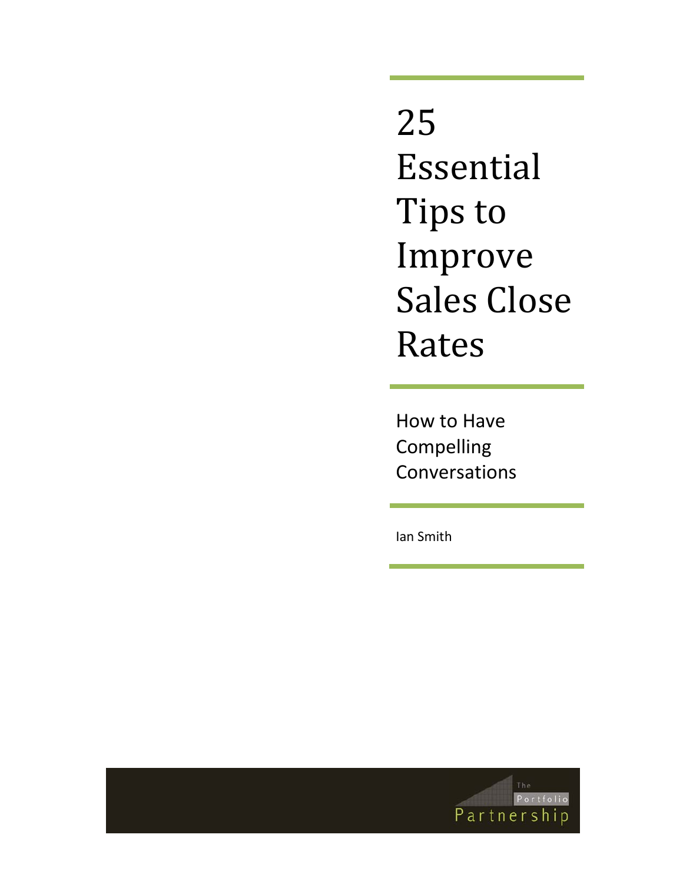# 25 Essential Tips to Improve Sales Close Rates

## How to Have Compelling Conversations

Ian Smith

The Portfolio Partnership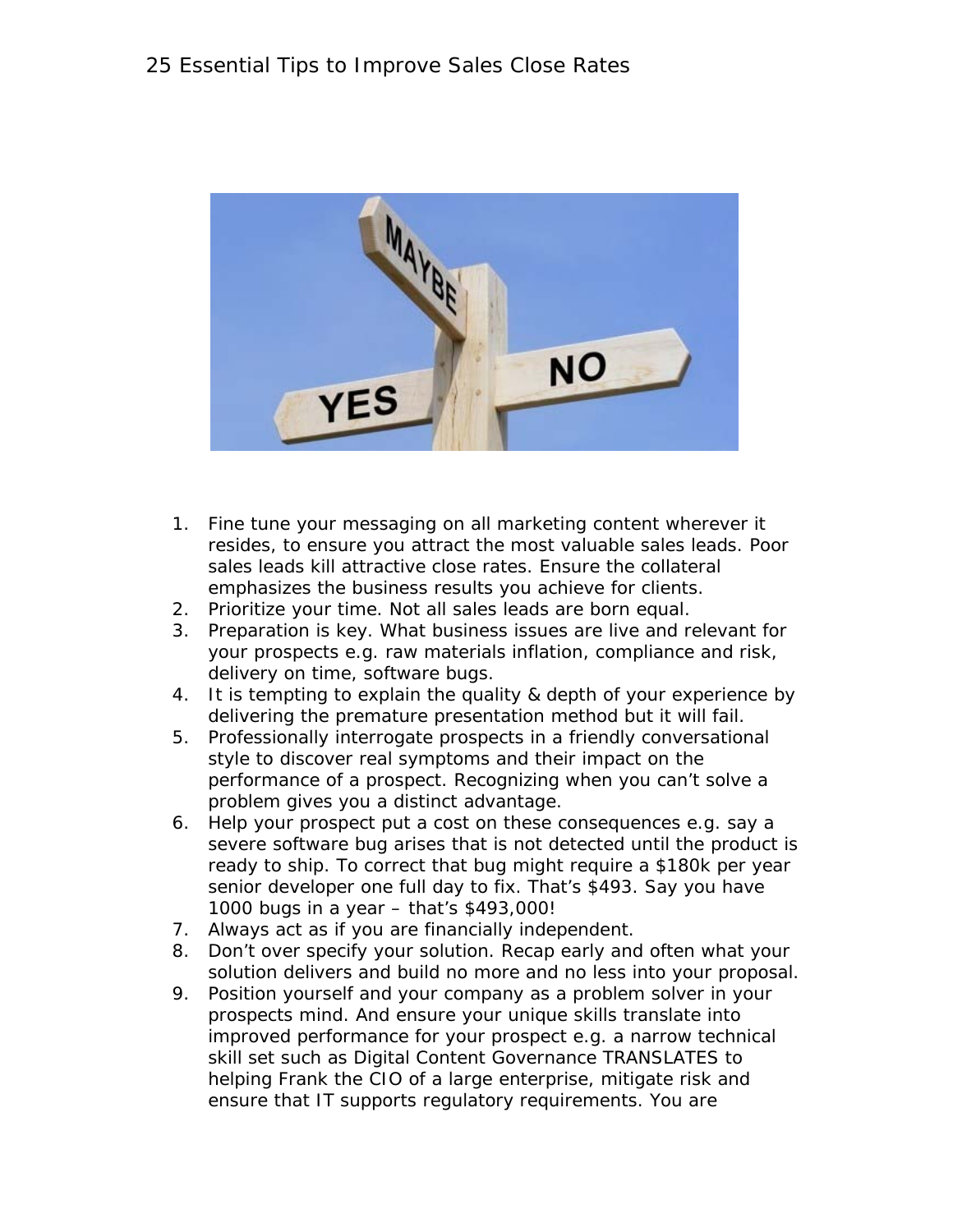# 25 Essential Tips to Improve Sales Close Rates

1. Fine tune your messaging on all marketing content wherever it resides, to ensure you attract the most valuable sales leads. Poor sales leads kill attractive close rates. Ensure the collateral emphasizes the business results you achieve for clients.
2. Prioritize your time. Not all sales leads are born equal.
3. Preparation is key. What business issues are live and relevant for your prospects e.g. raw materials inflation, compliance and risk, delivery on time, software bugs.
4. It is tempting to explain the quality & depth of your experience by delivering the premature presentation method but it will fail.
5. Professionally interrogate prospects in a friendly conversational style to discover real symptoms and their impact on the performance of a prospect. Recognizing when you can't solve a problem gives you a distinct advantage.
6. Help your prospect put a cost on these consequences e.g. say a severe software bug arises that is not detected until the product is ready to ship. To correct that bug might require a $180k per year senior developer one full day to fix. That's $493. Say you have 1000 bugs in a year – that's $493,000!
7. Always act as if you are financially independent.
8. Don't over specify your solution. Recap early and often what your solution delivers and build no more and no less into your proposal.
9. Position yourself and your company as a problem solver in your prospects mind. And ensure your unique skills translate into improved performance for your prospect e.g. a narrow technical skill set such as Digital Content Governance TRANSLATES to helping Frank the CIO of a large enterprise, mitigate risk and ensure that IT supports regulatory requirements. You are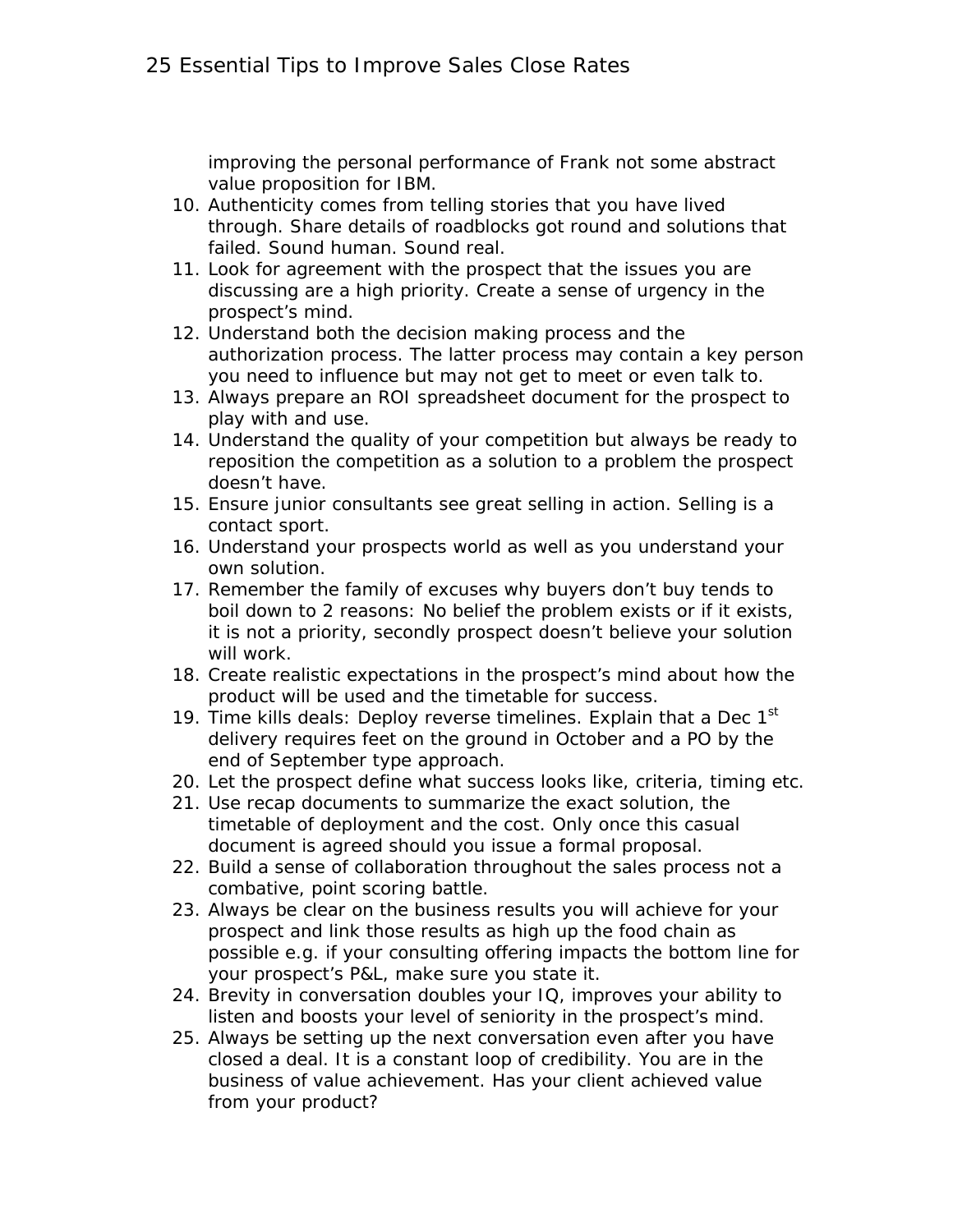improving the personal performance of Frank not some abstract value proposition for IBM.

10. Authenticity comes from telling stories that you have lived through. Share details of roadblocks got round and solutions that failed. Sound human. Sound real.
11. Look for agreement with the prospect that the issues you are discussing are a high priority. Create a sense of urgency in the prospect's mind.
12. Understand both the decision making process and the authorization process. The latter process may contain a key person you need to influence but may not get to meet or even talk to.
13. Always prepare an ROI spreadsheet document for the prospect to play with and use.
14. Understand the quality of your competition but always be ready to reposition the competition as a solution to a problem the prospect doesn't have.
15. Ensure junior consultants see great selling in action. Selling is a contact sport.
16. Understand your prospects world as well as you understand your own solution.
17. Remember the family of excuses why buyers don't buy tends to boil down to 2 reasons: No belief the problem exists or if it exists, it is not a priority, secondly prospect doesn't believe your solution will work.
18. Create realistic expectations in the prospect's mind about how the product will be used and the timetable for success.
19. Time kills deals: Deploy reverse timelines. Explain that a Dec 1st delivery requires feet on the ground in October and a PO by the end of September type approach.
20. Let the prospect define what success looks like, criteria, timing etc.
21. Use recap documents to summarize the exact solution, the timetable of deployment and the cost. Only once this casual document is agreed should you issue a formal proposal.
22. Build a sense of collaboration throughout the sales process not a combative, point scoring battle.
23. Always be clear on the business results you will achieve for your prospect and link those results as high up the food chain as possible e.g. if your consulting offering impacts the bottom line for your prospect's P&L, make sure you state it.
24. Brevity in conversation doubles your IQ, improves your ability to listen and boosts your level of seniority in the prospect's mind.
25. Always be setting up the next conversation even after you have closed a deal. It is a constant loop of credibility. You are in the business of value achievement. Has your client achieved value from your product?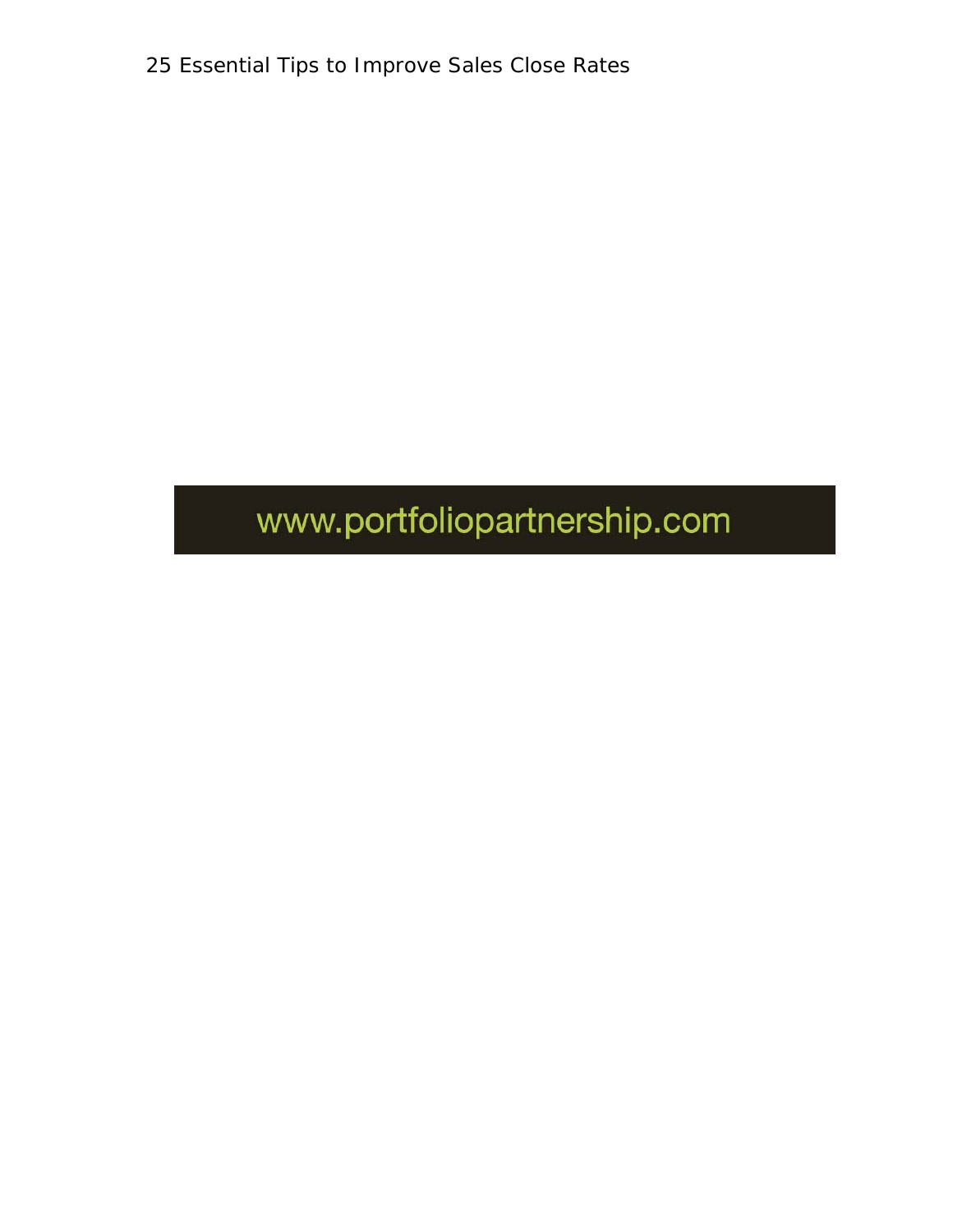www.portfoliopartnership.com